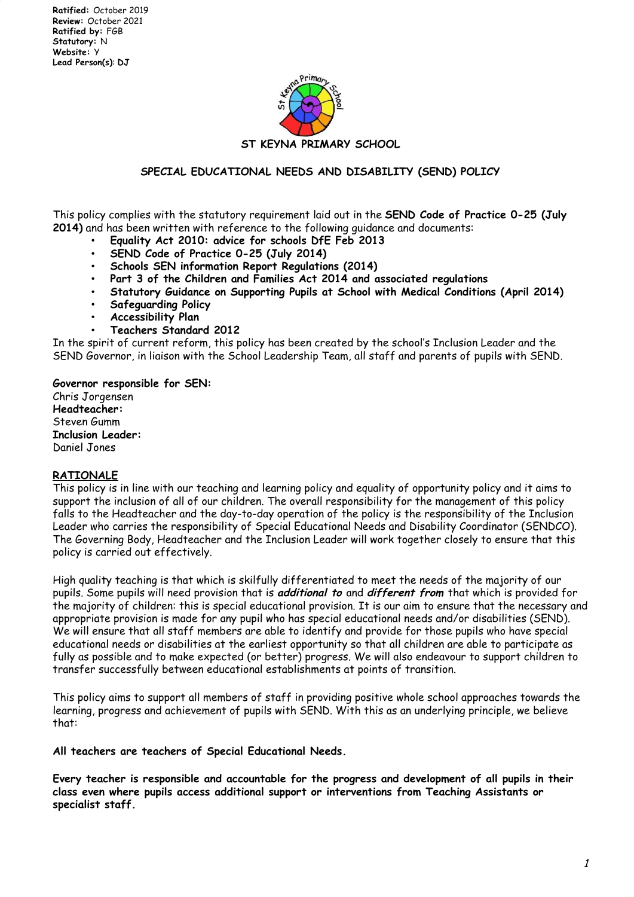**Ratified:** October 2019
**Review:** October 2021
**Ratified by:** FGB
**Statutory:** N
**Website:** Y
**Lead Person(s)**: **DJ**

# ST KEYNA PRIMARY SCHOOL

## SPECIAL EDUCATIONAL NEEDS AND DISABILITY (SEND) POLICY

This policy complies with the statutory requirement laid out in the **SEND Code of Practice 0-25 (July 2014)** and has been written with reference to the following guidance and documents:

- **Equality Act 2010: advice for schools DfE Feb 2013**
- **SEND Code of Practice 0-25 (July 2014)**
- **Schools SEN information Report Regulations (2014)**
- **Part 3 of the Children and Families Act 2014 and associated regulations**
- **Statutory Guidance on Supporting Pupils at School with Medical Conditions (April 2014)**
- **Safeguarding Policy**
- **Accessibility Plan**
- **Teachers Standard 2012**

In the spirit of current reform, this policy has been created by the school's Inclusion Leader and the SEND Governor, in liaison with the School Leadership Team, all staff and parents of pupils with SEND.

**Governor responsible for SEN:**
Chris Jorgensen
**Headteacher:**
Steven Gumm
**Inclusion Leader:**
Daniel Jones

### RATIONALE

This policy is in line with our teaching and learning policy and equality of opportunity policy and it aims to support the inclusion of all of our children. The overall responsibility for the management of this policy falls to the Headteacher and the day-to-day operation of the policy is the responsibility of the Inclusion Leader who carries the responsibility of Special Educational Needs and Disability Coordinator (SENDCO). The Governing Body, Headteacher and the Inclusion Leader will work together closely to ensure that this policy is carried out effectively.

High quality teaching is that which is skilfully differentiated to meet the needs of the majority of our pupils. Some pupils will need provision that is ***additional to*** and ***different from*** that which is provided for the majority of children: this is special educational provision. It is our aim to ensure that the necessary and appropriate provision is made for any pupil who has special educational needs and/or disabilities (SEND). We will ensure that all staff members are able to identify and provide for those pupils who have special educational needs or disabilities at the earliest opportunity so that all children are able to participate as fully as possible and to make expected (or better) progress. We will also endeavour to support children to transfer successfully between educational establishments at points of transition.

This policy aims to support all members of staff in providing positive whole school approaches towards the learning, progress and achievement of pupils with SEND. With this as an underlying principle, we believe that:

**All teachers are teachers of Special Educational Needs.**

**Every teacher is responsible and accountable for the progress and development of all pupils in their class even where pupils access additional support or interventions from Teaching Assistants or specialist staff.**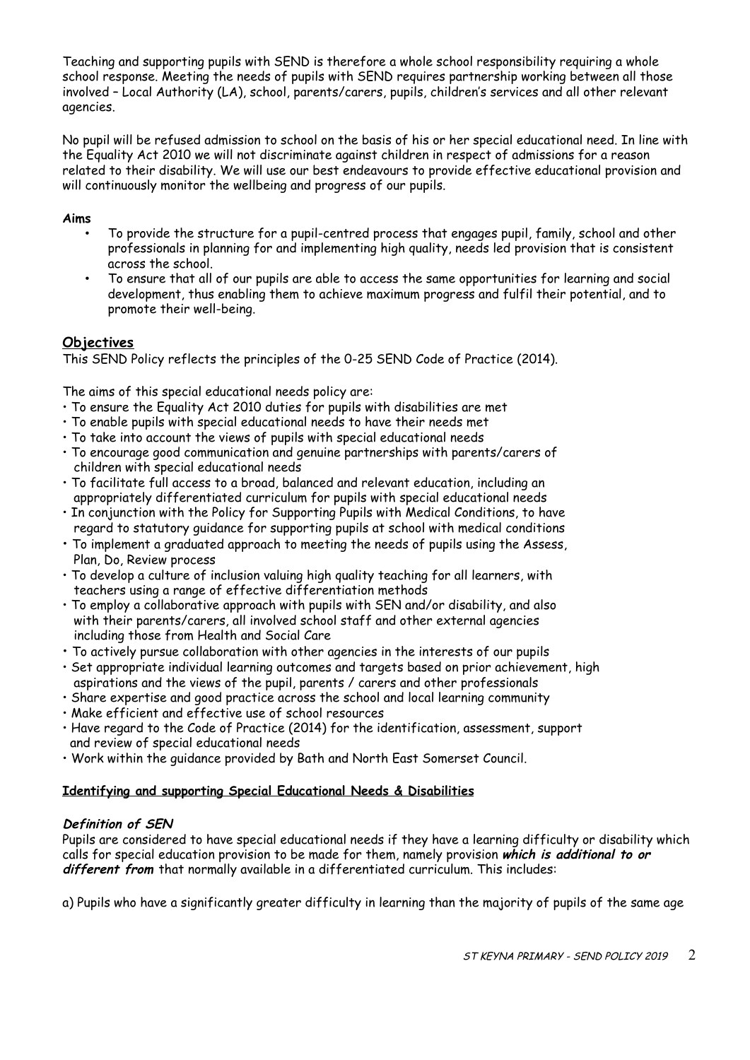Teaching and supporting pupils with SEND is therefore a whole school responsibility requiring a whole school response. Meeting the needs of pupils with SEND requires partnership working between all those involved – Local Authority (LA), school, parents/carers, pupils, children's services and all other relevant agencies.

No pupil will be refused admission to school on the basis of his or her special educational need. In line with the Equality Act 2010 we will not discriminate against children in respect of admissions for a reason related to their disability. We will use our best endeavours to provide effective educational provision and will continuously monitor the wellbeing and progress of our pupils.

**Aims**

- To provide the structure for a pupil-centred process that engages pupil, family, school and other professionals in planning for and implementing high quality, needs led provision that is consistent across the school.
- To ensure that all of our pupils are able to access the same opportunities for learning and social development, thus enabling them to achieve maximum progress and fulfil their potential, and to promote their well-being.

## Objectives

This SEND Policy reflects the principles of the 0-25 SEND Code of Practice (2014).

The aims of this special educational needs policy are:

- To ensure the Equality Act 2010 duties for pupils with disabilities are met
- To enable pupils with special educational needs to have their needs met
- To take into account the views of pupils with special educational needs
- To encourage good communication and genuine partnerships with parents/carers of children with special educational needs
- To facilitate full access to a broad, balanced and relevant education, including an appropriately differentiated curriculum for pupils with special educational needs
- In conjunction with the Policy for Supporting Pupils with Medical Conditions, to have regard to statutory guidance for supporting pupils at school with medical conditions
- To implement a graduated approach to meeting the needs of pupils using the Assess, Plan, Do, Review process
- To develop a culture of inclusion valuing high quality teaching for all learners, with teachers using a range of effective differentiation methods
- To employ a collaborative approach with pupils with SEN and/or disability, and also with their parents/carers, all involved school staff and other external agencies including those from Health and Social Care
- To actively pursue collaboration with other agencies in the interests of our pupils
- Set appropriate individual learning outcomes and targets based on prior achievement, high aspirations and the views of the pupil, parents / carers and other professionals
- Share expertise and good practice across the school and local learning community
- Make efficient and effective use of school resources
- Have regard to the Code of Practice (2014) for the identification, assessment, support and review of special educational needs
- Work within the guidance provided by Bath and North East Somerset Council.

## Identifying and supporting Special Educational Needs & Disabilities

### *Definition of SEN*

Pupils are considered to have special educational needs if they have a learning difficulty or disability which calls for special education provision to be made for them, namely provision ***which is additional to or different from*** that normally available in a differentiated curriculum. This includes:

a) Pupils who have a significantly greater difficulty in learning than the majority of pupils of the same age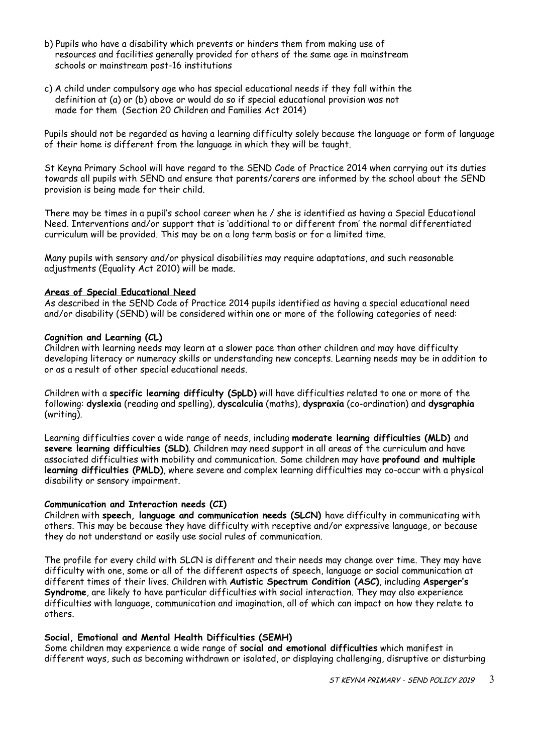b) Pupils who have a disability which prevents or hinders them from making use of resources and facilities generally provided for others of the same age in mainstream schools or mainstream post-16 institutions

c) A child under compulsory age who has special educational needs if they fall within the definition at (a) or (b) above or would do so if special educational provision was not made for them (Section 20 Children and Families Act 2014)

Pupils should not be regarded as having a learning difficulty solely because the language or form of language of their home is different from the language in which they will be taught.

St Keyna Primary School will have regard to the SEND Code of Practice 2014 when carrying out its duties towards all pupils with SEND and ensure that parents/carers are informed by the school about the SEND provision is being made for their child.

There may be times in a pupil's school career when he / she is identified as having a Special Educational Need. Interventions and/or support that is 'additional to or different from' the normal differentiated curriculum will be provided. This may be on a long term basis or for a limited time.

Many pupils with sensory and/or physical disabilities may require adaptations, and such reasonable adjustments (Equality Act 2010) will be made.

**Areas of Special Educational Need**

As described in the SEND Code of Practice 2014 pupils identified as having a special educational need and/or disability (SEND) will be considered within one or more of the following categories of need:

**Cognition and Learning (CL)**

Children with learning needs may learn at a slower pace than other children and may have difficulty developing literacy or numeracy skills or understanding new concepts. Learning needs may be in addition to or as a result of other special educational needs.

Children with a **specific learning difficulty (SpLD)** will have difficulties related to one or more of the following: **dyslexia** (reading and spelling), **dyscalculia** (maths), **dyspraxia** (co-ordination) and **dysgraphia** (writing).

Learning difficulties cover a wide range of needs, including **moderate learning difficulties (MLD)** and **severe learning difficulties (SLD)**. Children may need support in all areas of the curriculum and have associated difficulties with mobility and communication. Some children may have **profound and multiple learning difficulties (PMLD)**, where severe and complex learning difficulties may co-occur with a physical disability or sensory impairment.

**Communication and Interaction needs (CI)**

Children with **speech, language and communication needs (SLCN)** have difficulty in communicating with others. This may be because they have difficulty with receptive and/or expressive language, or because they do not understand or easily use social rules of communication.

The profile for every child with SLCN is different and their needs may change over time. They may have difficulty with one, some or all of the different aspects of speech, language or social communication at different times of their lives. Children with **Autistic Spectrum Condition (ASC)**, including **Asperger's Syndrome**, are likely to have particular difficulties with social interaction. They may also experience difficulties with language, communication and imagination, all of which can impact on how they relate to others.

**Social, Emotional and Mental Health Difficulties (SEMH)**

Some children may experience a wide range of **social and emotional difficulties** which manifest in different ways, such as becoming withdrawn or isolated, or displaying challenging, disruptive or disturbing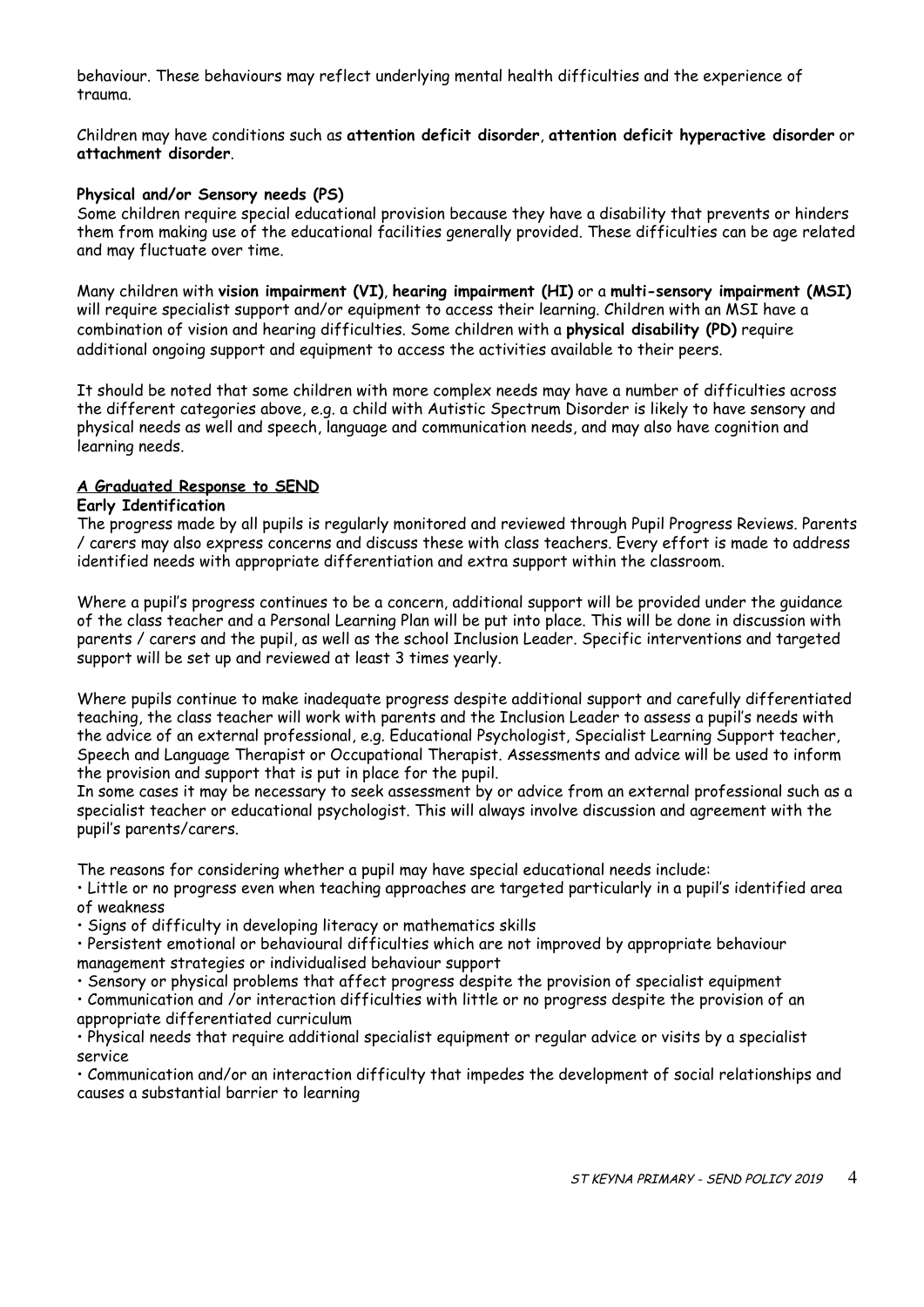behaviour. These behaviours may reflect underlying mental health difficulties and the experience of trauma.

Children may have conditions such as **attention deficit disorder**, **attention deficit hyperactive disorder** or **attachment disorder**.

**Physical and/or Sensory needs (PS)**

Some children require special educational provision because they have a disability that prevents or hinders them from making use of the educational facilities generally provided. These difficulties can be age related and may fluctuate over time.

Many children with **vision impairment (VI)**, **hearing impairment (HI)** or a **multi-sensory impairment (MSI)** will require specialist support and/or equipment to access their learning. Children with an MSI have a combination of vision and hearing difficulties. Some children with a **physical disability (PD)** require additional ongoing support and equipment to access the activities available to their peers.

It should be noted that some children with more complex needs may have a number of difficulties across the different categories above, e.g. a child with Autistic Spectrum Disorder is likely to have sensory and physical needs as well and speech, language and communication needs, and may also have cognition and learning needs.

## A Graduated Response to SEND

**Early Identification**

The progress made by all pupils is regularly monitored and reviewed through Pupil Progress Reviews. Parents / carers may also express concerns and discuss these with class teachers. Every effort is made to address identified needs with appropriate differentiation and extra support within the classroom.

Where a pupil's progress continues to be a concern, additional support will be provided under the guidance of the class teacher and a Personal Learning Plan will be put into place. This will be done in discussion with parents / carers and the pupil, as well as the school Inclusion Leader. Specific interventions and targeted support will be set up and reviewed at least 3 times yearly.

Where pupils continue to make inadequate progress despite additional support and carefully differentiated teaching, the class teacher will work with parents and the Inclusion Leader to assess a pupil's needs with the advice of an external professional, e.g. Educational Psychologist, Specialist Learning Support teacher, Speech and Language Therapist or Occupational Therapist. Assessments and advice will be used to inform the provision and support that is put in place for the pupil.

In some cases it may be necessary to seek assessment by or advice from an external professional such as a specialist teacher or educational psychologist. This will always involve discussion and agreement with the pupil's parents/carers.

The reasons for considering whether a pupil may have special educational needs include:

- Little or no progress even when teaching approaches are targeted particularly in a pupil's identified area of weakness
- Signs of difficulty in developing literacy or mathematics skills
- Persistent emotional or behavioural difficulties which are not improved by appropriate behaviour management strategies or individualised behaviour support
- Sensory or physical problems that affect progress despite the provision of specialist equipment
- Communication and /or interaction difficulties with little or no progress despite the provision of an appropriate differentiated curriculum
- Physical needs that require additional specialist equipment or regular advice or visits by a specialist service
- Communication and/or an interaction difficulty that impedes the development of social relationships and causes a substantial barrier to learning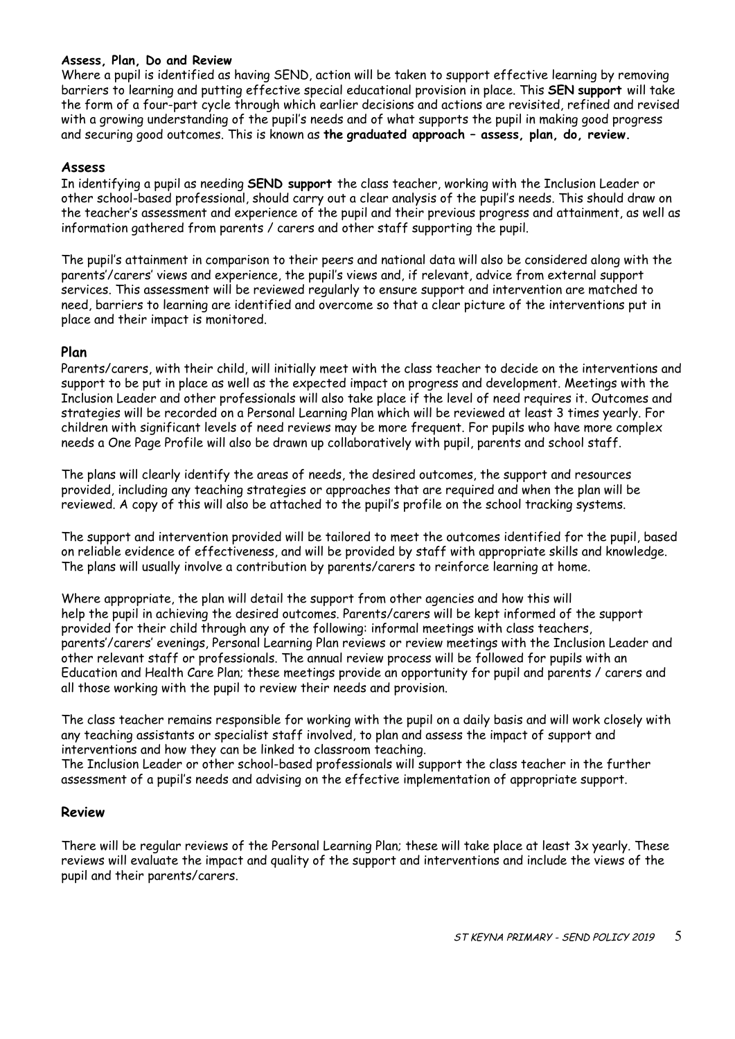**Assess, Plan, Do and Review**

Where a pupil is identified as having SEND, action will be taken to support effective learning by removing barriers to learning and putting effective special educational provision in place. This **SEN support** will take the form of a four-part cycle through which earlier decisions and actions are revisited, refined and revised with a growing understanding of the pupil's needs and of what supports the pupil in making good progress and securing good outcomes. This is known as **the graduated approach – assess, plan, do, review.**

## Assess

In identifying a pupil as needing **SEND support** the class teacher, working with the Inclusion Leader or other school-based professional, should carry out a clear analysis of the pupil's needs. This should draw on the teacher's assessment and experience of the pupil and their previous progress and attainment, as well as information gathered from parents / carers and other staff supporting the pupil.

The pupil's attainment in comparison to their peers and national data will also be considered along with the parents'/carers' views and experience, the pupil's views and, if relevant, advice from external support services. This assessment will be reviewed regularly to ensure support and intervention are matched to need, barriers to learning are identified and overcome so that a clear picture of the interventions put in place and their impact is monitored.

## Plan

Parents/carers, with their child, will initially meet with the class teacher to decide on the interventions and support to be put in place as well as the expected impact on progress and development. Meetings with the Inclusion Leader and other professionals will also take place if the level of need requires it. Outcomes and strategies will be recorded on a Personal Learning Plan which will be reviewed at least 3 times yearly. For children with significant levels of need reviews may be more frequent. For pupils who have more complex needs a One Page Profile will also be drawn up collaboratively with pupil, parents and school staff.

The plans will clearly identify the areas of needs, the desired outcomes, the support and resources provided, including any teaching strategies or approaches that are required and when the plan will be reviewed. A copy of this will also be attached to the pupil's profile on the school tracking systems.

The support and intervention provided will be tailored to meet the outcomes identified for the pupil, based on reliable evidence of effectiveness, and will be provided by staff with appropriate skills and knowledge. The plans will usually involve a contribution by parents/carers to reinforce learning at home.

Where appropriate, the plan will detail the support from other agencies and how this will help the pupil in achieving the desired outcomes. Parents/carers will be kept informed of the support provided for their child through any of the following: informal meetings with class teachers, parents'/carers' evenings, Personal Learning Plan reviews or review meetings with the Inclusion Leader and other relevant staff or professionals. The annual review process will be followed for pupils with an Education and Health Care Plan; these meetings provide an opportunity for pupil and parents / carers and all those working with the pupil to review their needs and provision.

The class teacher remains responsible for working with the pupil on a daily basis and will work closely with any teaching assistants or specialist staff involved, to plan and assess the impact of support and interventions and how they can be linked to classroom teaching.

The Inclusion Leader or other school-based professionals will support the class teacher in the further assessment of a pupil's needs and advising on the effective implementation of appropriate support.

## Review

There will be regular reviews of the Personal Learning Plan; these will take place at least 3x yearly. These reviews will evaluate the impact and quality of the support and interventions and include the views of the pupil and their parents/carers.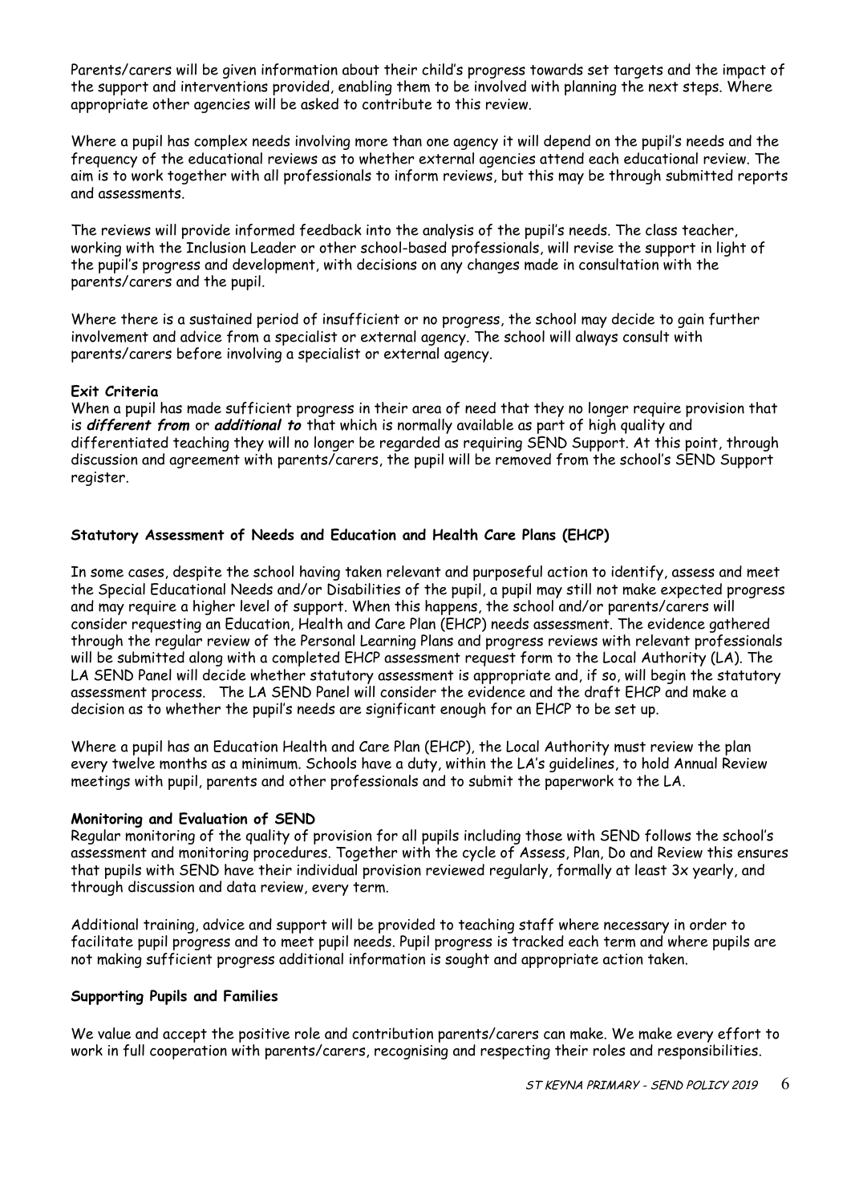Parents/carers will be given information about their child's progress towards set targets and the impact of the support and interventions provided, enabling them to be involved with planning the next steps. Where appropriate other agencies will be asked to contribute to this review.

Where a pupil has complex needs involving more than one agency it will depend on the pupil's needs and the frequency of the educational reviews as to whether external agencies attend each educational review. The aim is to work together with all professionals to inform reviews, but this may be through submitted reports and assessments.

The reviews will provide informed feedback into the analysis of the pupil's needs. The class teacher, working with the Inclusion Leader or other school-based professionals, will revise the support in light of the pupil's progress and development, with decisions on any changes made in consultation with the parents/carers and the pupil.

Where there is a sustained period of insufficient or no progress, the school may decide to gain further involvement and advice from a specialist or external agency. The school will always consult with parents/carers before involving a specialist or external agency.

**Exit Criteria**

When a pupil has made sufficient progress in their area of need that they no longer require provision that is ***different from*** or ***additional to*** that which is normally available as part of high quality and differentiated teaching they will no longer be regarded as requiring SEND Support. At this point, through discussion and agreement with parents/carers, the pupil will be removed from the school's SEND Support register.

**Statutory Assessment of Needs and Education and Health Care Plans (EHCP)**

In some cases, despite the school having taken relevant and purposeful action to identify, assess and meet the Special Educational Needs and/or Disabilities of the pupil, a pupil may still not make expected progress and may require a higher level of support. When this happens, the school and/or parents/carers will consider requesting an Education, Health and Care Plan (EHCP) needs assessment. The evidence gathered through the regular review of the Personal Learning Plans and progress reviews with relevant professionals will be submitted along with a completed EHCP assessment request form to the Local Authority (LA). The LA SEND Panel will decide whether statutory assessment is appropriate and, if so, will begin the statutory assessment process. The LA SEND Panel will consider the evidence and the draft EHCP and make a decision as to whether the pupil's needs are significant enough for an EHCP to be set up.

Where a pupil has an Education Health and Care Plan (EHCP), the Local Authority must review the plan every twelve months as a minimum. Schools have a duty, within the LA's guidelines, to hold Annual Review meetings with pupil, parents and other professionals and to submit the paperwork to the LA.

**Monitoring and Evaluation of SEND**

Regular monitoring of the quality of provision for all pupils including those with SEND follows the school's assessment and monitoring procedures. Together with the cycle of Assess, Plan, Do and Review this ensures that pupils with SEND have their individual provision reviewed regularly, formally at least 3x yearly, and through discussion and data review, every term.

Additional training, advice and support will be provided to teaching staff where necessary in order to facilitate pupil progress and to meet pupil needs. Pupil progress is tracked each term and where pupils are not making sufficient progress additional information is sought and appropriate action taken.

**Supporting Pupils and Families**

We value and accept the positive role and contribution parents/carers can make. We make every effort to work in full cooperation with parents/carers, recognising and respecting their roles and responsibilities.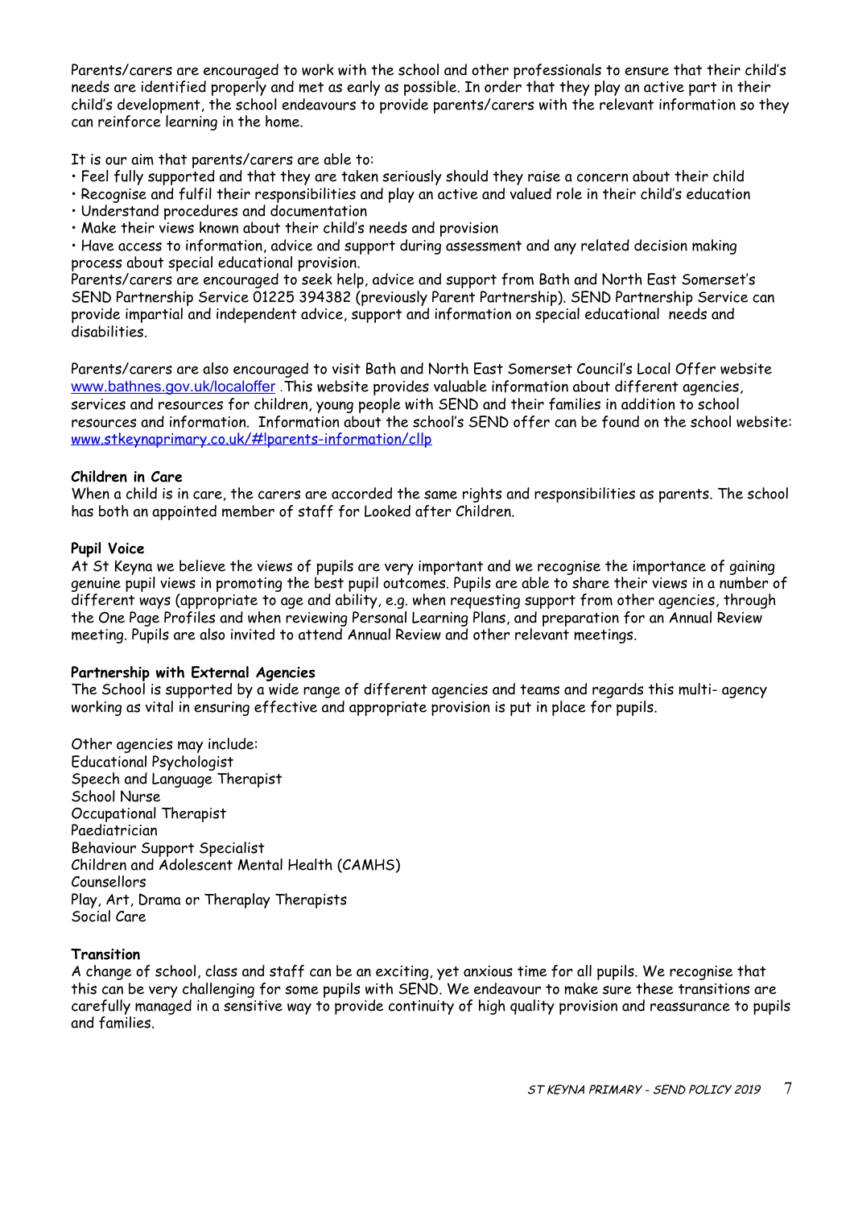Parents/carers are encouraged to work with the school and other professionals to ensure that their child's needs are identified properly and met as early as possible. In order that they play an active part in their child's development, the school endeavours to provide parents/carers with the relevant information so they can reinforce learning in the home.

It is our aim that parents/carers are able to:

- Feel fully supported and that they are taken seriously should they raise a concern about their child
- Recognise and fulfil their responsibilities and play an active and valued role in their child's education
- Understand procedures and documentation
- Make their views known about their child's needs and provision
- Have access to information, advice and support during assessment and any related decision making process about special educational provision.

Parents/carers are encouraged to seek help, advice and support from Bath and North East Somerset's SEND Partnership Service 01225 394382 (previously Parent Partnership). SEND Partnership Service can provide impartial and independent advice, support and information on special educational needs and disabilities.

Parents/carers are also encouraged to visit Bath and North East Somerset Council's Local Offer website www.bathnes.gov.uk/localoffer .This website provides valuable information about different agencies, services and resources for children, young people with SEND and their families in addition to school resources and information. Information about the school's SEND offer can be found on the school website: www.stkeynaprimary.co.uk/#!parents-information/cllp

**Children in Care**

When a child is in care, the carers are accorded the same rights and responsibilities as parents. The school has both an appointed member of staff for Looked after Children.

**Pupil Voice**

At St Keyna we believe the views of pupils are very important and we recognise the importance of gaining genuine pupil views in promoting the best pupil outcomes. Pupils are able to share their views in a number of different ways (appropriate to age and ability, e.g. when requesting support from other agencies, through the One Page Profiles and when reviewing Personal Learning Plans, and preparation for an Annual Review meeting. Pupils are also invited to attend Annual Review and other relevant meetings.

**Partnership with External Agencies**

The School is supported by a wide range of different agencies and teams and regards this multi- agency working as vital in ensuring effective and appropriate provision is put in place for pupils.

Other agencies may include:
Educational Psychologist
Speech and Language Therapist
School Nurse
Occupational Therapist
Paediatrician
Behaviour Support Specialist
Children and Adolescent Mental Health (CAMHS)
Counsellors
Play, Art, Drama or Theraplay Therapists
Social Care

**Transition**

A change of school, class and staff can be an exciting, yet anxious time for all pupils. We recognise that this can be very challenging for some pupils with SEND. We endeavour to make sure these transitions are carefully managed in a sensitive way to provide continuity of high quality provision and reassurance to pupils and families.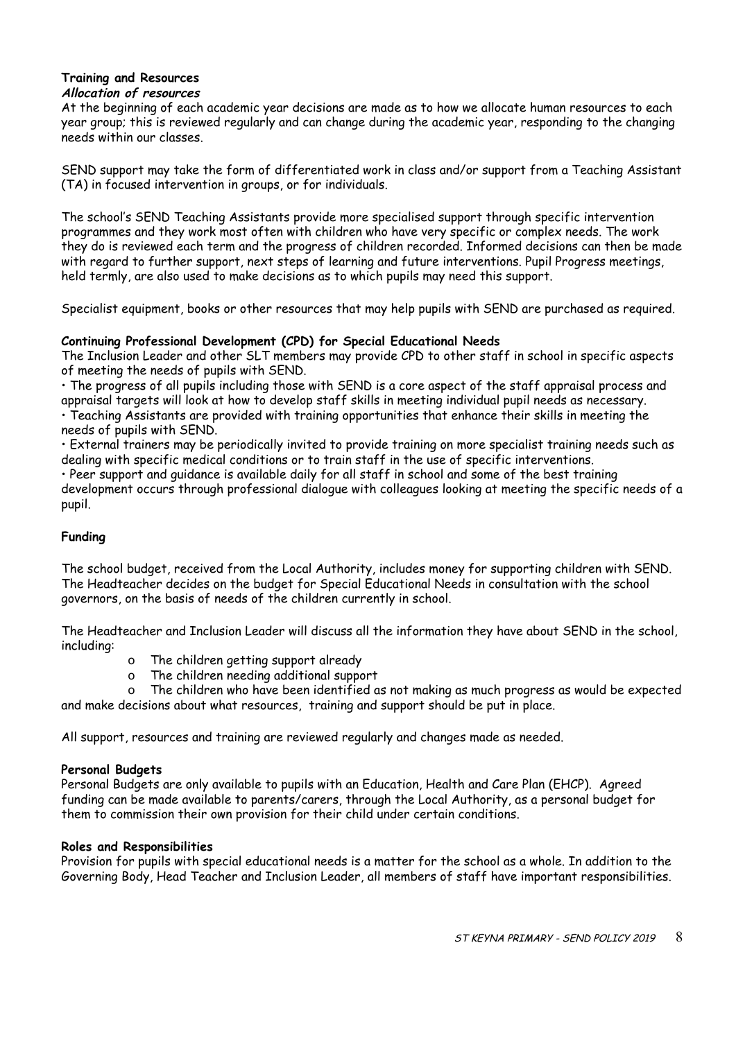## Training and Resources

### *Allocation of resources*

At the beginning of each academic year decisions are made as to how we allocate human resources to each year group; this is reviewed regularly and can change during the academic year, responding to the changing needs within our classes.

SEND support may take the form of differentiated work in class and/or support from a Teaching Assistant (TA) in focused intervention in groups, or for individuals.

The school's SEND Teaching Assistants provide more specialised support through specific intervention programmes and they work most often with children who have very specific or complex needs. The work they do is reviewed each term and the progress of children recorded. Informed decisions can then be made with regard to further support, next steps of learning and future interventions. Pupil Progress meetings, held termly, are also used to make decisions as to which pupils may need this support.

Specialist equipment, books or other resources that may help pupils with SEND are purchased as required.

### Continuing Professional Development (CPD) for Special Educational Needs

The Inclusion Leader and other SLT members may provide CPD to other staff in school in specific aspects of meeting the needs of pupils with SEND.

- The progress of all pupils including those with SEND is a core aspect of the staff appraisal process and appraisal targets will look at how to develop staff skills in meeting individual pupil needs as necessary.
- Teaching Assistants are provided with training opportunities that enhance their skills in meeting the needs of pupils with SEND.
- External trainers may be periodically invited to provide training on more specialist training needs such as dealing with specific medical conditions or to train staff in the use of specific interventions.
- Peer support and guidance is available daily for all staff in school and some of the best training development occurs through professional dialogue with colleagues looking at meeting the specific needs of a pupil.

### Funding

The school budget, received from the Local Authority, includes money for supporting children with SEND. The Headteacher decides on the budget for Special Educational Needs in consultation with the school governors, on the basis of needs of the children currently in school.

The Headteacher and Inclusion Leader will discuss all the information they have about SEND in the school, including:

- The children getting support already
- The children needing additional support
- The children who have been identified as not making as much progress as would be expected

and make decisions about what resources, training and support should be put in place.

All support, resources and training are reviewed regularly and changes made as needed.

### Personal Budgets

Personal Budgets are only available to pupils with an Education, Health and Care Plan (EHCP). Agreed funding can be made available to parents/carers, through the Local Authority, as a personal budget for them to commission their own provision for their child under certain conditions.

### Roles and Responsibilities

Provision for pupils with special educational needs is a matter for the school as a whole. In addition to the Governing Body, Head Teacher and Inclusion Leader, all members of staff have important responsibilities.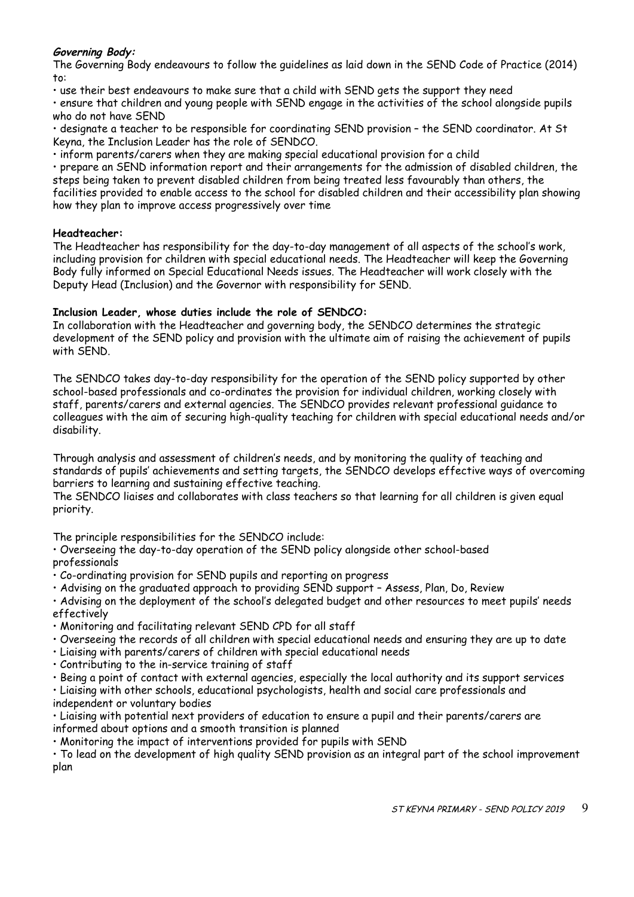***Governing Body:***

The Governing Body endeavours to follow the guidelines as laid down in the SEND Code of Practice (2014) to:

- use their best endeavours to make sure that a child with SEND gets the support they need
- ensure that children and young people with SEND engage in the activities of the school alongside pupils who do not have SEND
- designate a teacher to be responsible for coordinating SEND provision – the SEND coordinator. At St Keyna, the Inclusion Leader has the role of SENDCO.
- inform parents/carers when they are making special educational provision for a child
- prepare an SEND information report and their arrangements for the admission of disabled children, the steps being taken to prevent disabled children from being treated less favourably than others, the facilities provided to enable access to the school for disabled children and their accessibility plan showing how they plan to improve access progressively over time

**Headteacher:**

The Headteacher has responsibility for the day-to-day management of all aspects of the school's work, including provision for children with special educational needs. The Headteacher will keep the Governing Body fully informed on Special Educational Needs issues. The Headteacher will work closely with the Deputy Head (Inclusion) and the Governor with responsibility for SEND.

**Inclusion Leader, whose duties include the role of SENDCO:**

In collaboration with the Headteacher and governing body, the SENDCO determines the strategic development of the SEND policy and provision with the ultimate aim of raising the achievement of pupils with SEND.

The SENDCO takes day-to-day responsibility for the operation of the SEND policy supported by other school-based professionals and co-ordinates the provision for individual children, working closely with staff, parents/carers and external agencies. The SENDCO provides relevant professional guidance to colleagues with the aim of securing high-quality teaching for children with special educational needs and/or disability.

Through analysis and assessment of children's needs, and by monitoring the quality of teaching and standards of pupils' achievements and setting targets, the SENDCO develops effective ways of overcoming barriers to learning and sustaining effective teaching.
The SENDCO liaises and collaborates with class teachers so that learning for all children is given equal priority.

The principle responsibilities for the SENDCO include:

- Overseeing the day-to-day operation of the SEND policy alongside other school-based professionals
- Co-ordinating provision for SEND pupils and reporting on progress
- Advising on the graduated approach to providing SEND support – Assess, Plan, Do, Review
- Advising on the deployment of the school's delegated budget and other resources to meet pupils' needs effectively
- Monitoring and facilitating relevant SEND CPD for all staff
- Overseeing the records of all children with special educational needs and ensuring they are up to date
- Liaising with parents/carers of children with special educational needs
- Contributing to the in-service training of staff
- Being a point of contact with external agencies, especially the local authority and its support services
- Liaising with other schools, educational psychologists, health and social care professionals and independent or voluntary bodies
- Liaising with potential next providers of education to ensure a pupil and their parents/carers are informed about options and a smooth transition is planned
- Monitoring the impact of interventions provided for pupils with SEND
- To lead on the development of high quality SEND provision as an integral part of the school improvement plan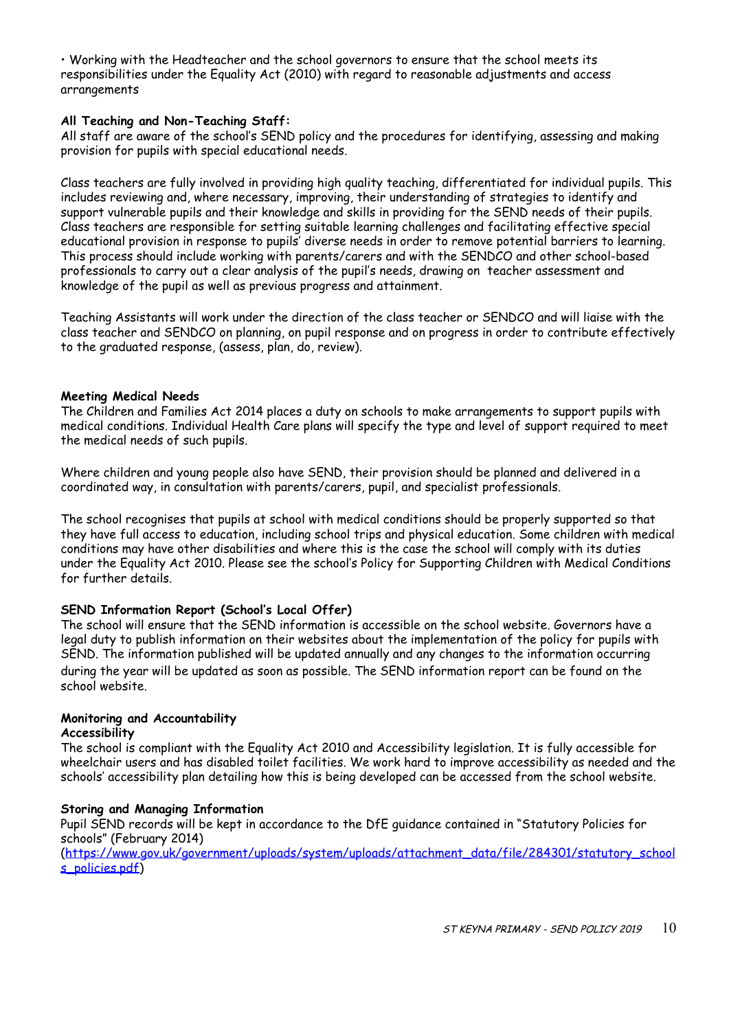• Working with the Headteacher and the school governors to ensure that the school meets its responsibilities under the Equality Act (2010) with regard to reasonable adjustments and access arrangements

**All Teaching and Non-Teaching Staff:**
All staff are aware of the school's SEND policy and the procedures for identifying, assessing and making provision for pupils with special educational needs.

Class teachers are fully involved in providing high quality teaching, differentiated for individual pupils. This includes reviewing and, where necessary, improving, their understanding of strategies to identify and support vulnerable pupils and their knowledge and skills in providing for the SEND needs of their pupils. Class teachers are responsible for setting suitable learning challenges and facilitating effective special educational provision in response to pupils' diverse needs in order to remove potential barriers to learning. This process should include working with parents/carers and with the SENDCO and other school-based professionals to carry out a clear analysis of the pupil's needs, drawing on teacher assessment and knowledge of the pupil as well as previous progress and attainment.

Teaching Assistants will work under the direction of the class teacher or SENDCO and will liaise with the class teacher and SENDCO on planning, on pupil response and on progress in order to contribute effectively to the graduated response, (assess, plan, do, review).

**Meeting Medical Needs**
The Children and Families Act 2014 places a duty on schools to make arrangements to support pupils with medical conditions. Individual Health Care plans will specify the type and level of support required to meet the medical needs of such pupils.

Where children and young people also have SEND, their provision should be planned and delivered in a coordinated way, in consultation with parents/carers, pupil, and specialist professionals.

The school recognises that pupils at school with medical conditions should be properly supported so that they have full access to education, including school trips and physical education. Some children with medical conditions may have other disabilities and where this is the case the school will comply with its duties under the Equality Act 2010. Please see the school's Policy for Supporting Children with Medical Conditions for further details.

**SEND Information Report (School's Local Offer)**
The school will ensure that the SEND information is accessible on the school website. Governors have a legal duty to publish information on their websites about the implementation of the policy for pupils with SEND. The information published will be updated annually and any changes to the information occurring during the year will be updated as soon as possible. The SEND information report can be found on the school website.

**Monitoring and Accountability**
**Accessibility**
The school is compliant with the Equality Act 2010 and Accessibility legislation. It is fully accessible for wheelchair users and has disabled toilet facilities. We work hard to improve accessibility as needed and the schools' accessibility plan detailing how this is being developed can be accessed from the school website.

**Storing and Managing Information**
Pupil SEND records will be kept in accordance to the DfE guidance contained in "Statutory Policies for schools" (February 2014)
(https://www.gov.uk/government/uploads/system/uploads/attachment_data/file/284301/statutory_schools_policies.pdf)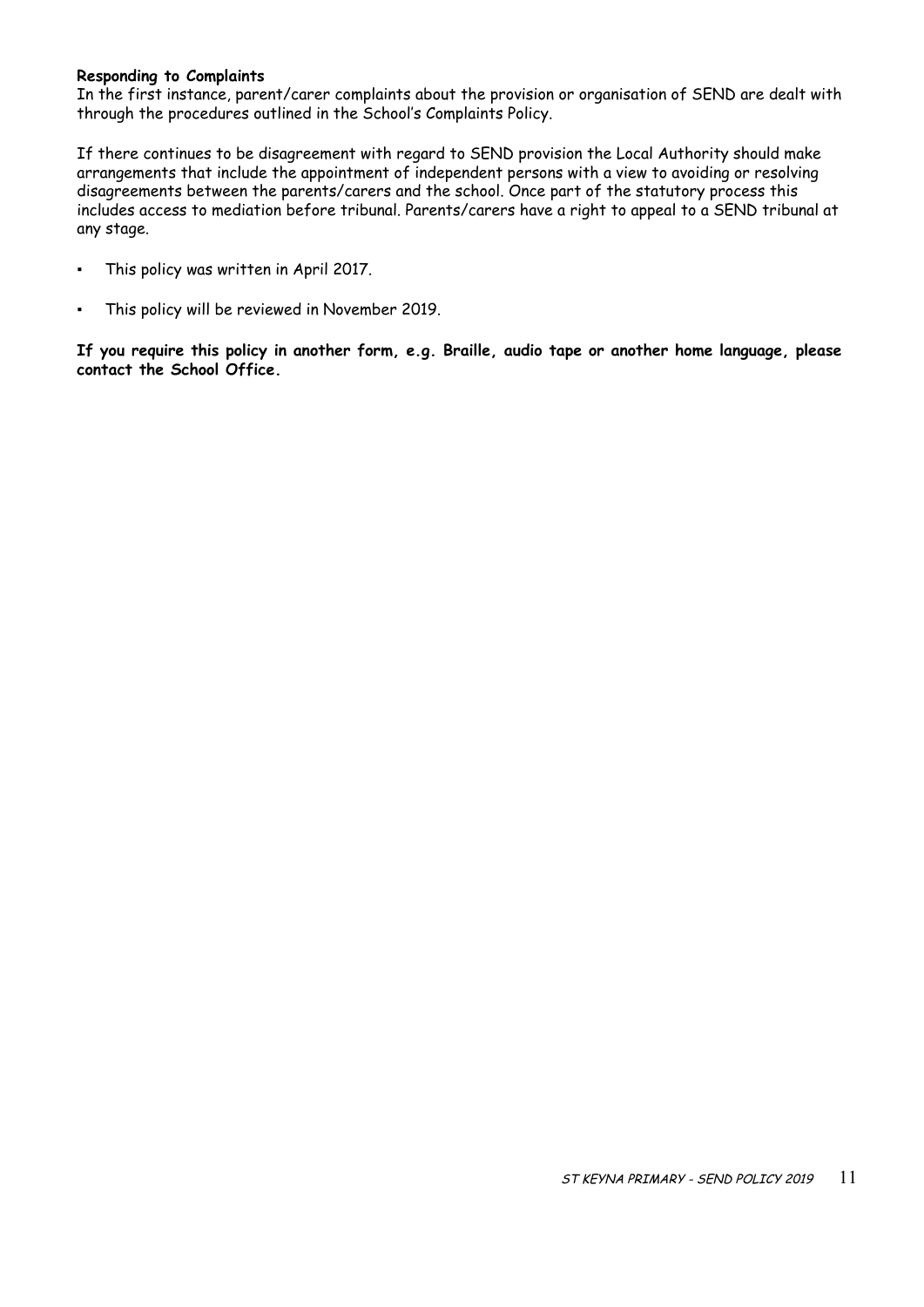**Responding to Complaints**

In the first instance, parent/carer complaints about the provision or organisation of SEND are dealt with through the procedures outlined in the School's Complaints Policy.

If there continues to be disagreement with regard to SEND provision the Local Authority should make arrangements that include the appointment of independent persons with a view to avoiding or resolving disagreements between the parents/carers and the school. Once part of the statutory process this includes access to mediation before tribunal. Parents/carers have a right to appeal to a SEND tribunal at any stage.

- This policy was written in April 2017.
- This policy will be reviewed in November 2019.

**If you require this policy in another form, e.g. Braille, audio tape or another home language, please contact the School Office.**